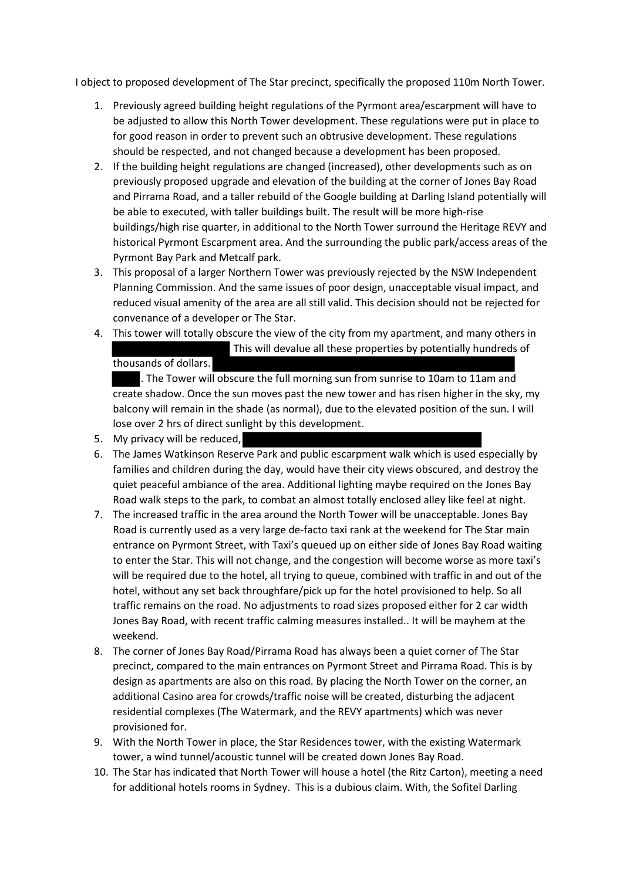I object to proposed development of The Star precinct, specifically the proposed 110m North Tower.

1. Previously agreed building height regulations of the Pyrmont area/escarpment will have to be adjusted to allow this North Tower development. These regulations were put in place to for good reason in order to prevent such an obtrusive development. These regulations should be respected, and not changed because a development has been proposed.
2. If the building height regulations are changed (increased), other developments such as on previously proposed upgrade and elevation of the building at the corner of Jones Bay Road and Pirrama Road, and a taller rebuild of the Google building at Darling Island potentially will be able to executed, with taller buildings built. The result will be more high-rise buildings/high rise quarter, in additional to the North Tower surround the Heritage REVY and historical Pyrmont Escarpment area. And the surrounding the public park/access areas of the Pyrmont Bay Park and Metcalf park.
3. This proposal of a larger Northern Tower was previously rejected by the NSW Independent Planning Commission. And the same issues of poor design, unacceptable visual impact, and reduced visual amenity of the area are all still valid. This decision should not be rejected for convenance of a developer or The Star.
4. This tower will totally obscure the view of the city from my apartment, and many others in [REDACTED] This will devalue all these properties by potentially hundreds of thousands of dollars. [REDACTED]
[REDACTED]. The Tower will obscure the full morning sun from sunrise to 10am to 11am and create shadow. Once the sun moves past the new tower and has risen higher in the sky, my balcony will remain in the shade (as normal), due to the elevated position of the sun. I will lose over 2 hrs of direct sunlight by this development.
5. My privacy will be reduced, [REDACTED]
6. The James Watkinson Reserve Park and public escarpment walk which is used especially by families and children during the day, would have their city views obscured, and destroy the quiet peaceful ambiance of the area. Additional lighting maybe required on the Jones Bay Road walk steps to the park, to combat an almost totally enclosed alley like feel at night.
7. The increased traffic in the area around the North Tower will be unacceptable. Jones Bay Road is currently used as a very large de-facto taxi rank at the weekend for The Star main entrance on Pyrmont Street, with Taxi's queued up on either side of Jones Bay Road waiting to enter the Star. This will not change, and the congestion will become worse as more taxi's will be required due to the hotel, all trying to queue, combined with traffic in and out of the hotel, without any set back throughfare/pick up for the hotel provisioned to help. So all traffic remains on the road. No adjustments to road sizes proposed either for 2 car width Jones Bay Road, with recent traffic calming measures installed.. It will be mayhem at the weekend.
8. The corner of Jones Bay Road/Pirrama Road has always been a quiet corner of The Star precinct, compared to the main entrances on Pyrmont Street and Pirrama Road. This is by design as apartments are also on this road. By placing the North Tower on the corner, an additional Casino area for crowds/traffic noise will be created, disturbing the adjacent residential complexes (The Watermark, and the REVY apartments) which was never provisioned for.
9. With the North Tower in place, the Star Residences tower, with the existing Watermark tower, a wind tunnel/acoustic tunnel will be created down Jones Bay Road.
10. The Star has indicated that North Tower will house a hotel (the Ritz Carton), meeting a need for additional hotels rooms in Sydney. This is a dubious claim. With, the Sofitel Darling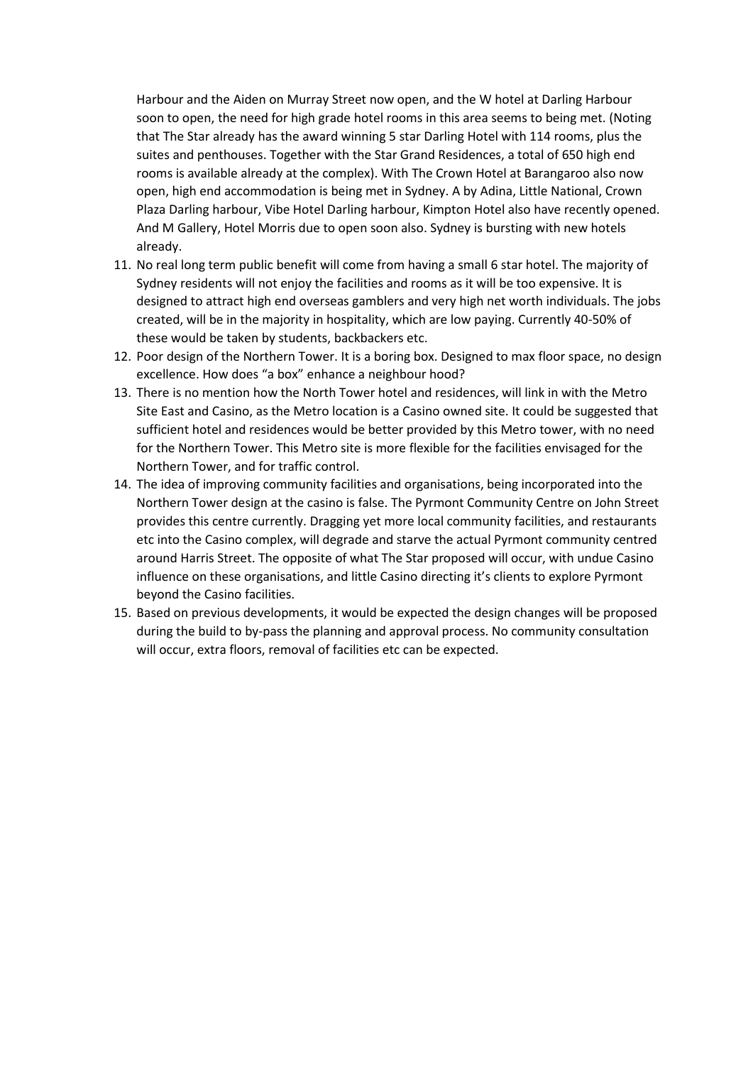Harbour and the Aiden on Murray Street now open, and the W hotel at Darling Harbour soon to open, the need for high grade hotel rooms in this area seems to being met. (Noting that The Star already has the award winning 5 star Darling Hotel with 114 rooms, plus the suites and penthouses. Together with the Star Grand Residences, a total of 650 high end rooms is available already at the complex). With The Crown Hotel at Barangaroo also now open, high end accommodation is being met in Sydney. A by Adina, Little National, Crown Plaza Darling harbour, Vibe Hotel Darling harbour, Kimpton Hotel also have recently opened. And M Gallery, Hotel Morris due to open soon also. Sydney is bursting with new hotels already.

11. No real long term public benefit will come from having a small 6 star hotel. The majority of Sydney residents will not enjoy the facilities and rooms as it will be too expensive. It is designed to attract high end overseas gamblers and very high net worth individuals. The jobs created, will be in the majority in hospitality, which are low paying. Currently 40-50% of these would be taken by students, backbackers etc.
12. Poor design of the Northern Tower. It is a boring box. Designed to max floor space, no design excellence. How does "a box" enhance a neighbour hood?
13. There is no mention how the North Tower hotel and residences, will link in with the Metro Site East and Casino, as the Metro location is a Casino owned site. It could be suggested that sufficient hotel and residences would be better provided by this Metro tower, with no need for the Northern Tower. This Metro site is more flexible for the facilities envisaged for the Northern Tower, and for traffic control.
14. The idea of improving community facilities and organisations, being incorporated into the Northern Tower design at the casino is false. The Pyrmont Community Centre on John Street provides this centre currently. Dragging yet more local community facilities, and restaurants etc into the Casino complex, will degrade and starve the actual Pyrmont community centred around Harris Street. The opposite of what The Star proposed will occur, with undue Casino influence on these organisations, and little Casino directing it's clients to explore Pyrmont beyond the Casino facilities.
15. Based on previous developments, it would be expected the design changes will be proposed during the build to by-pass the planning and approval process. No community consultation will occur, extra floors, removal of facilities etc can be expected.